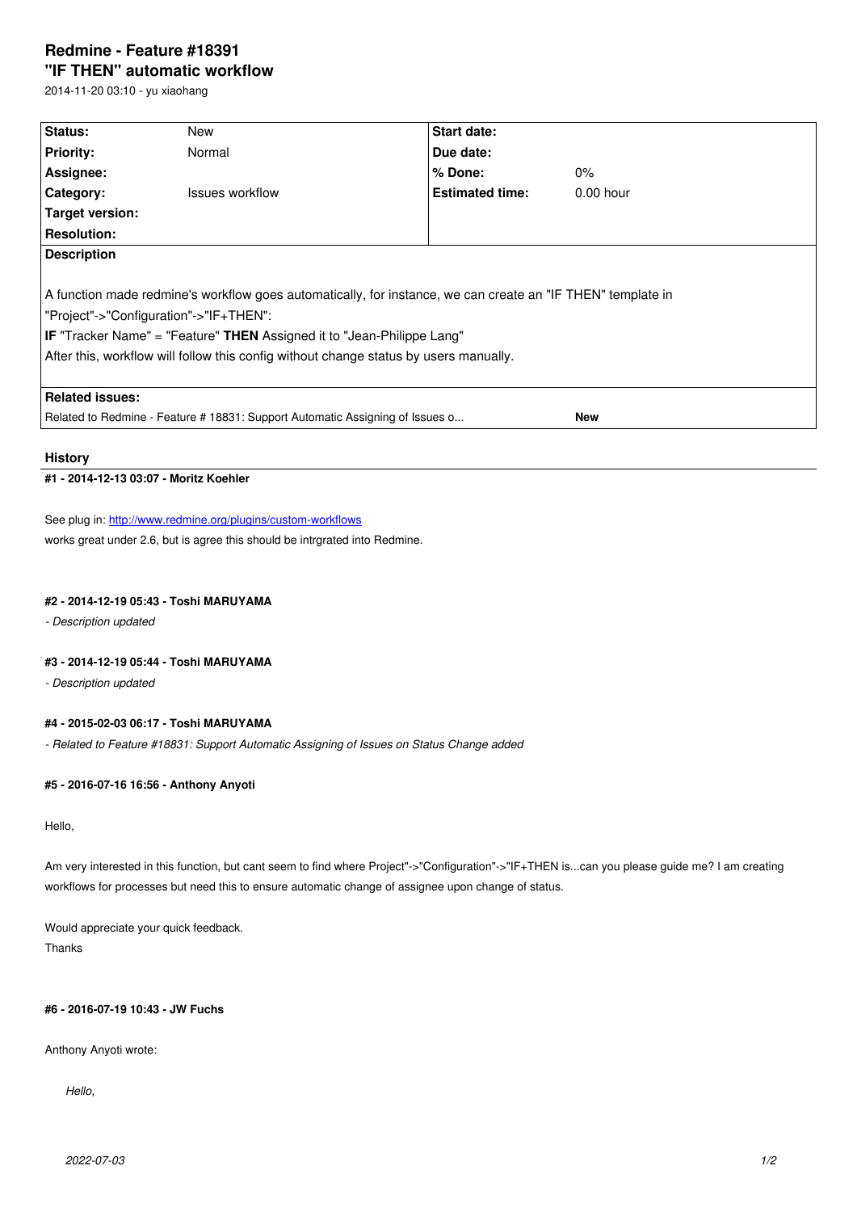# Redmine - Feature #18391
# "IF THEN" automatic workflow

2014-11-20 03:10 - yu xiaohang

| Status: | New | Start date: | |
|---|---|---|---|
| Priority: | Normal | Due date: | |
| Assignee: | | % Done: | 0% |
| Category: | Issues workflow | Estimated time: | 0.00 hour |
| Target version: | | | |
| Resolution: | | | |

**Description**

A function made redmine's workflow goes automatically, for instance, we can create an "IF THEN" template in "Project"->"Configuration"->"IF+THEN":
**IF** "Tracker Name" = "Feature" **THEN** Assigned it to "Jean-Philippe Lang"
After this, workflow will follow this config without change status by users manually.

**Related issues:**

| Related to Redmine - Feature # 18831: Support Automatic Assigning of Issues o... | New |
|---|---|

## History

#### #1 - 2014-12-13 03:07 - Moritz Koehler

See plug in: http://www.redmine.org/plugins/custom-workflows
works great under 2.6, but is agree this should be intrgrated into Redmine.

#### #2 - 2014-12-19 05:43 - Toshi MARUYAMA

*- Description updated*

#### #3 - 2014-12-19 05:44 - Toshi MARUYAMA

*- Description updated*

#### #4 - 2015-02-03 06:17 - Toshi MARUYAMA

*- Related to Feature #18831: Support Automatic Assigning of Issues on Status Change added*

#### #5 - 2016-07-16 16:56 - Anthony Anyoti

Hello,

Am very interested in this function, but cant seem to find where Project"->"Configuration"->"IF+THEN is...can you please guide me? I am creating workflows for processes but need this to ensure automatic change of assignee upon change of status.

Would appreciate your quick feedback.
Thanks

#### #6 - 2016-07-19 10:43 - JW Fuchs

Anthony Anyoti wrote:

> *Hello,*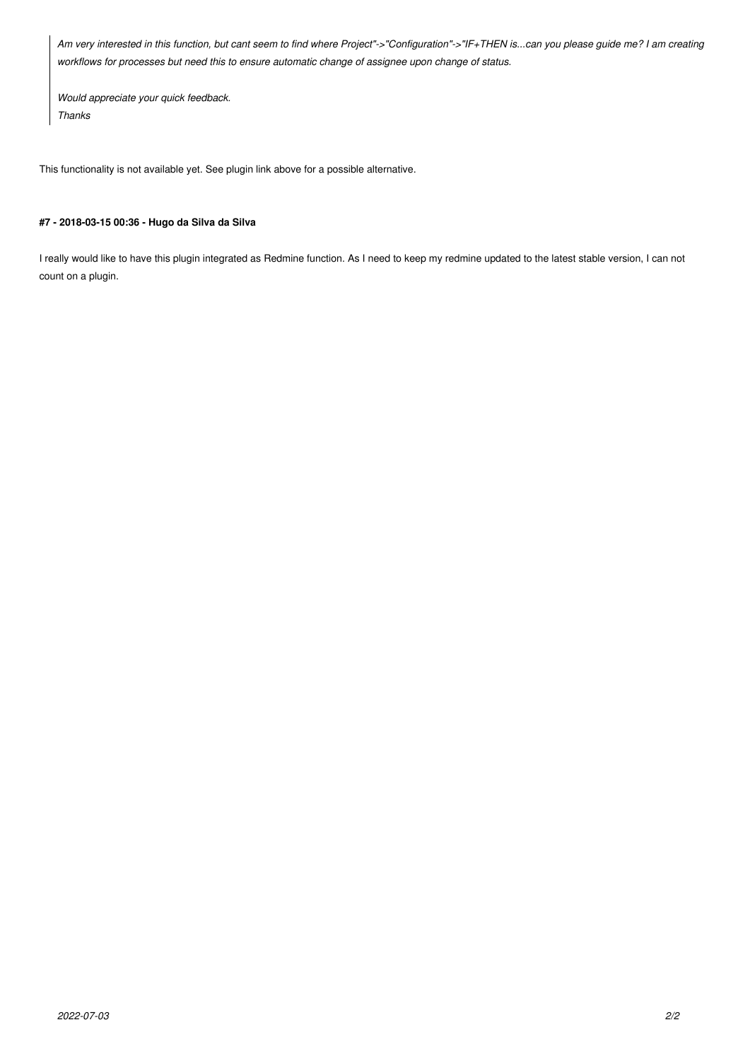> *Am very interested in this function, but cant seem to find where Project"->"Configuration"->"IF+THEN is...can you please guide me? I am creating workflows for processes but need this to ensure automatic change of assignee upon change of status.*
>
> *Would appreciate your quick feedback.*
> *Thanks*

This functionality is not available yet. See plugin link above for a possible alternative.

#### #7 - 2018-03-15 00:36 - Hugo da Silva da Silva

I really would like to have this plugin integrated as Redmine function. As I need to keep my redmine updated to the latest stable version, I can not count on a plugin.